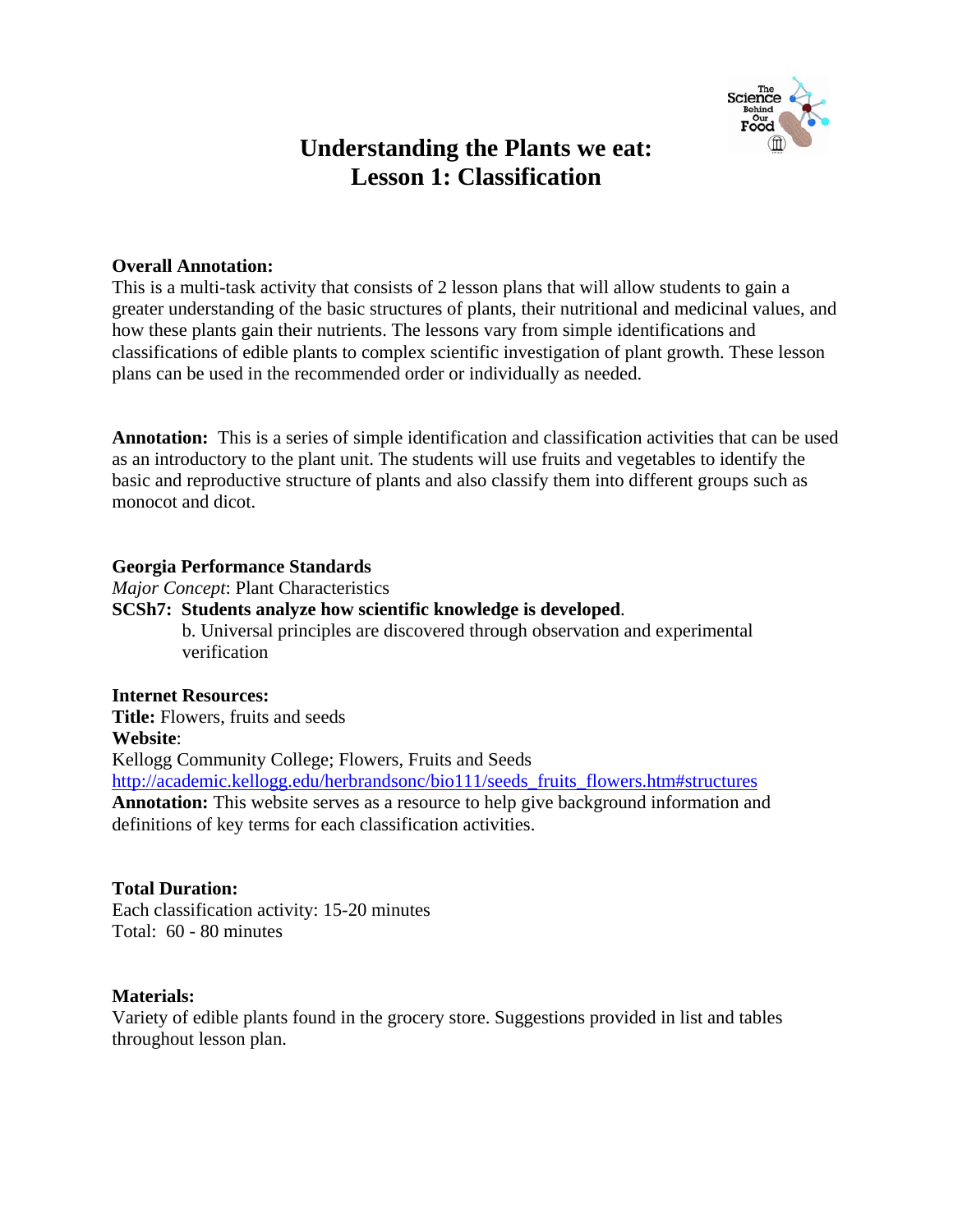# Understanding the Plants we eat:
# Lesson 1: Classification

**Overall Annotation:**
This is a multi-task activity that consists of 2 lesson plans that will allow students to gain a greater understanding of the basic structures of plants, their nutritional and medicinal values, and how these plants gain their nutrients. The lessons vary from simple identifications and classifications of edible plants to complex scientific investigation of plant growth. These lesson plans can be used in the recommended order or individually as needed.

**Annotation:** This is a series of simple identification and classification activities that can be used as an introductory to the plant unit. The students will use fruits and vegetables to identify the basic and reproductive structure of plants and also classify them into different groups such as monocot and dicot.

**Georgia Performance Standards**
*Major Concept*: Plant Characteristics
**SCSh7: Students analyze how scientific knowledge is developed**.
  b. Universal principles are discovered through observation and experimental verification

**Internet Resources:**
**Title:** Flowers, fruits and seeds
**Website**:
Kellogg Community College; Flowers, Fruits and Seeds
http://academic.kellogg.edu/herbrandsonc/bio111/seeds_fruits_flowers.htm#structures
**Annotation:** This website serves as a resource to help give background information and definitions of key terms for each classification activities.

**Total Duration:**
Each classification activity: 15-20 minutes
Total: 60 - 80 minutes

**Materials:**
Variety of edible plants found in the grocery store. Suggestions provided in list and tables throughout lesson plan.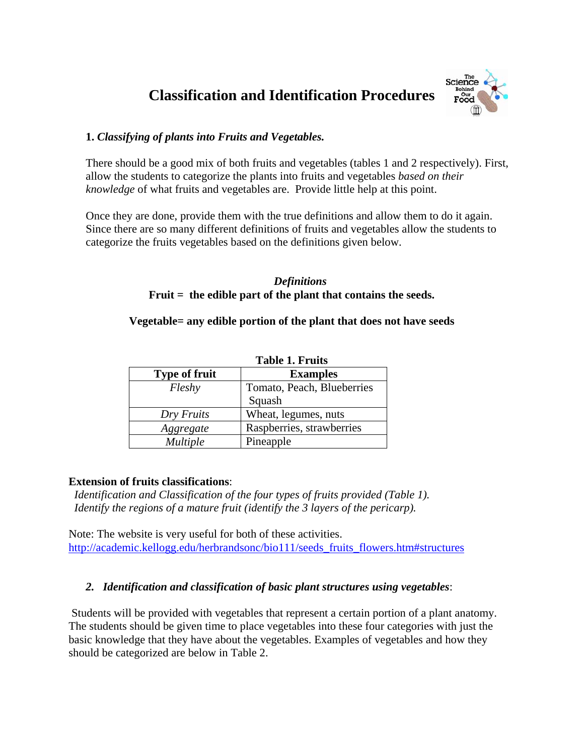// Page 2 of 4. Logo in header omitted (no detected images).
# Classification and Identification Procedures

**1.** ***Classifying of plants into Fruits and Vegetables.***

There should be a good mix of both fruits and vegetables (tables 1 and 2 respectively). First, allow the students to categorize the plants into fruits and vegetables *based on their knowledge* of what fruits and vegetables are. Provide little help at this point.

Once they are done, provide them with the true definitions and allow them to do it again. Since there are so many different definitions of fruits and vegetables allow the students to categorize the fruits vegetables based on the definitions given below.

***Definitions***

**Fruit = the edible part of the plant that contains the seeds.**

**Vegetable= any edible portion of the plant that does not have seeds**

**Table 1. Fruits**

| Type of fruit | Examples |
|---|---|
| *Fleshy* | Tomato, Peach, Blueberries Squash |
| *Dry Fruits* | Wheat, legumes, nuts |
| *Aggregate* | Raspberries, strawberries |
| *Multiple* | Pineapple |

**Extension of fruits classifications**:

*Identification and Classification of the four types of fruits provided (Table 1).*
*Identify the regions of a mature fruit (identify the 3 layers of the pericarp).*

Note: The website is very useful for both of these activities.
http://academic.kellogg.edu/herbrandsonc/bio111/seeds_fruits_flowers.htm#structures

***2. Identification and classification of basic plant structures using vegetables***:

Students will be provided with vegetables that represent a certain portion of a plant anatomy. The students should be given time to place vegetables into these four categories with just the basic knowledge that they have about the vegetables. Examples of vegetables and how they should be categorized are below in Table 2.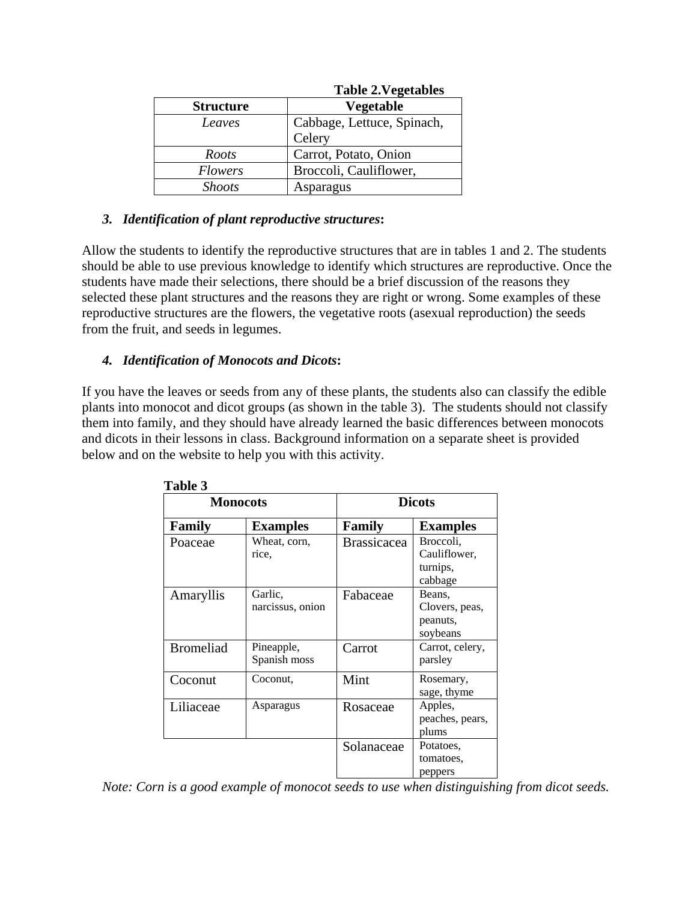**Table 2.Vegetables**

| Structure | Vegetable |
|---|---|
| *Leaves* | Cabbage, Lettuce, Spinach, Celery |
| *Roots* | Carrot, Potato, Onion |
| *Flowers* | Broccoli, Cauliflower, |
| *Shoots* | Asparagus |

3. ***Identification of plant reproductive structures*:**

Allow the students to identify the reproductive structures that are in tables 1 and 2. The students should be able to use previous knowledge to identify which structures are reproductive. Once the students have made their selections, there should be a brief discussion of the reasons they selected these plant structures and the reasons they are right or wrong. Some examples of these reproductive structures are the flowers, the vegetative roots (asexual reproduction) the seeds from the fruit, and seeds in legumes.

4. ***Identification of Monocots and Dicots*:**

If you have the leaves or seeds from any of these plants, the students also can classify the edible plants into monocot and dicot groups (as shown in the table 3). The students should not classify them into family, and they should have already learned the basic differences between monocots and dicots in their lessons in class. Background information on a separate sheet is provided below and on the website to help you with this activity.

**Table 3**

| Monocots | | Dicots | |
|---|---|---|---|
| **Family** | **Examples** | **Family** | **Examples** |
| Poaceae | Wheat, corn, rice, | Brassicacea | Broccoli, Cauliflower, turnips, cabbage |
| Amaryllis | Garlic, narcissus, onion | Fabaceae | Beans, Clovers, peas, peanuts, soybeans |
| Bromeliad | Pineapple, Spanish moss | Carrot | Carrot, celery, parsley |
| Coconut | Coconut, | Mint | Rosemary, sage, thyme |
| Liliaceae | Asparagus | Rosaceae | Apples, peaches, pears, plums |
| | | Solanaceae | Potatoes, tomatoes, peppers |

*Note: Corn is a good example of monocot seeds to use when distinguishing from dicot seeds.*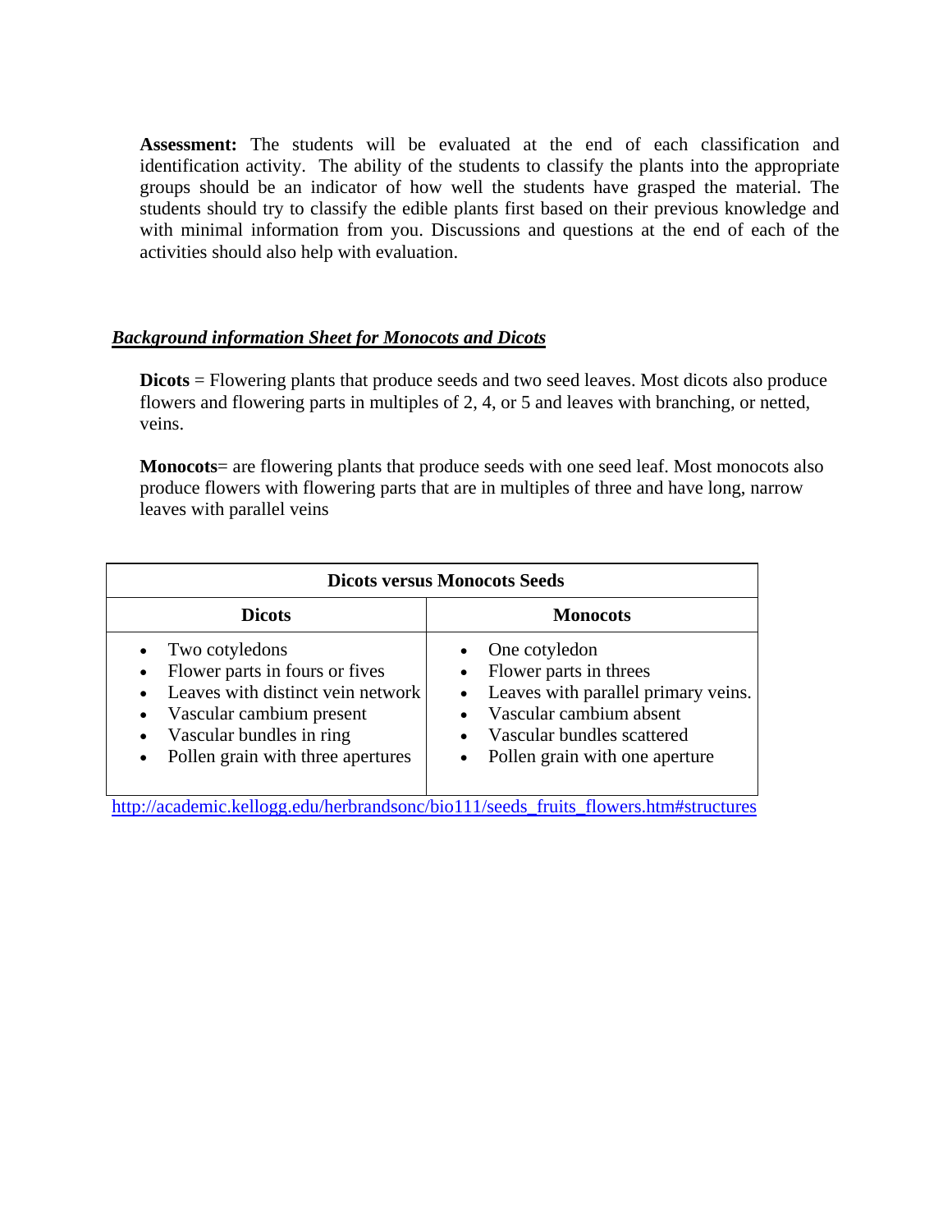**Assessment:** The students will be evaluated at the end of each classification and identification activity. The ability of the students to classify the plants into the appropriate groups should be an indicator of how well the students have grasped the material. The students should try to classify the edible plants first based on their previous knowledge and with minimal information from you. Discussions and questions at the end of each of the activities should also help with evaluation.

***Background information Sheet for Monocots and Dicots***

**Dicots** = Flowering plants that produce seeds and two seed leaves. Most dicots also produce flowers and flowering parts in multiples of 2, 4, or 5 and leaves with branching, or netted, veins.

**Monocots**= are flowering plants that produce seeds with one seed leaf. Most monocots also produce flowers with flowering parts that are in multiples of three and have long, narrow leaves with parallel veins

| **Dicots versus Monocots Seeds** | |
|---|---|
| **Dicots** | **Monocots** |
| • Two cotyledons<br>• Flower parts in fours or fives<br>• Leaves with distinct vein network<br>• Vascular cambium present<br>• Vascular bundles in ring<br>• Pollen grain with three apertures | • One cotyledon<br>• Flower parts in threes<br>• Leaves with parallel primary veins.<br>• Vascular cambium absent<br>• Vascular bundles scattered<br>• Pollen grain with one aperture |

http://academic.kellogg.edu/herbrandsonc/bio111/seeds_fruits_flowers.htm#structures